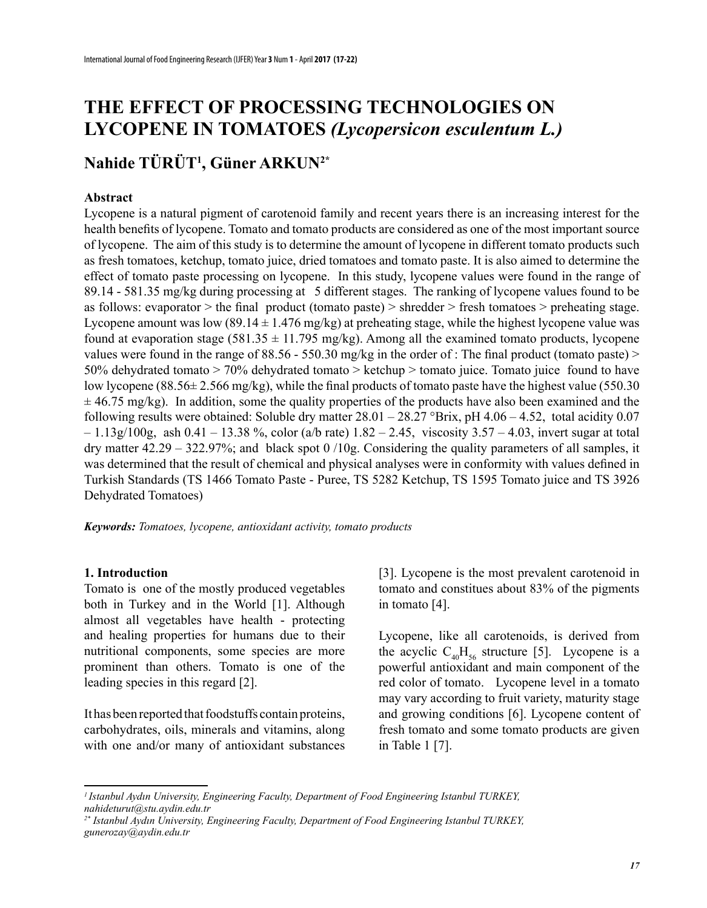# THE EFFECT OF PROCESSING TECHNOLOGIES ON LYCOPENE IN TOMATOES *(Lycopersicon esculentum L.)*

## Nahide TÜRÜT[1], Güner ARKUN[2*]

### Abstract

Lycopene is a natural pigment of carotenoid family and recent years there is an increasing interest for the health benefits of lycopene. Tomato and tomato products are considered as one of the most important source of lycopene. The aim of this study is to determine the amount of lycopene in different tomato products such as fresh tomatoes, ketchup, tomato juice, dried tomatoes and tomato paste. It is also aimed to determine the effect of tomato paste processing on lycopene. In this study, lycopene values were found in the range of 89.14 - 581.35 mg/kg during processing at 5 different stages. The ranking of lycopene values found to be as follows: evaporator > the final product (tomato paste) > shredder > fresh tomatoes > preheating stage. Lycopene amount was low (89.14 ± 1.476 mg/kg) at preheating stage, while the highest lycopene value was found at evaporation stage (581.35 ± 11.795 mg/kg). Among all the examined tomato products, lycopene values were found in the range of 88.56 - 550.30 mg/kg in the order of : The final product (tomato paste) > 50% dehydrated tomato > 70% dehydrated tomato > ketchup > tomato juice. Tomato juice found to have low lycopene (88.56± 2.566 mg/kg), while the final products of tomato paste have the highest value (550.30 ± 46.75 mg/kg). In addition, some the quality properties of the products have also been examined and the following results were obtained: Soluble dry matter 28.01 – 28.27 °Brix, pH 4.06 – 4.52, total acidity 0.07 – 1.13g/100g, ash 0.41 – 13.38 %, color (a/b rate) 1.82 – 2.45, viscosity 3.57 – 4.03, invert sugar at total dry matter 42.29 – 322.97%; and black spot 0 /10g. Considering the quality parameters of all samples, it was determined that the result of chemical and physical analyses were in conformity with values defined in Turkish Standards (TS 1466 Tomato Paste - Puree, TS 5282 Ketchup, TS 1595 Tomato juice and TS 3926 Dehydrated Tomatoes)

***Keywords:*** *Tomatoes, lycopene, antioxidant activity, tomato products*

### 1. Introduction

Tomato is one of the mostly produced vegetables both in Turkey and in the World [1]. Although almost all vegetables have health - protecting and healing properties for humans due to their nutritional components, some species are more prominent than others. Tomato is one of the leading species in this regard [2].

It has been reported that foodstuffs contain proteins, carbohydrates, oils, minerals and vitamins, along with one and/or many of antioxidant substances [3]. Lycopene is the most prevalent carotenoid in tomato and constitues about 83% of the pigments in tomato [4].

Lycopene, like all carotenoids, is derived from the acyclic $C_{40}H_{56}$ structure [5]. Lycopene is a powerful antioxidant and main component of the red color of tomato. Lycopene level in a tomato may vary according to fruit variety, maturity stage and growing conditions [6]. Lycopene content of fresh tomato and some tomato products are given in Table 1 [7].

---

*[1] Istanbul Aydın University, Engineering Faculty, Department of Food Engineering Istanbul TURKEY, nahideturut@stu.aydin.edu.tr*

*[2*] Istanbul Aydın University, Engineering Faculty, Department of Food Engineering Istanbul TURKEY, gunerozay@aydin.edu.tr*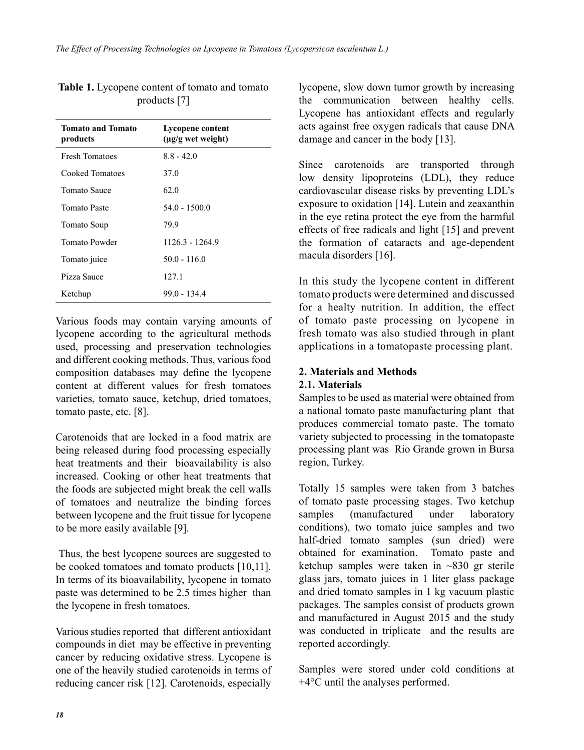**Table 1.** Lycopene content of tomato and tomato products [7]

| Tomato and Tomato products | Lycopene content (µg/g wet weight) |
|---|---|
| Fresh Tomatoes | 8.8 - 42.0 |
| Cooked Tomatoes | 37.0 |
| Tomato Sauce | 62.0 |
| Tomato Paste | 54.0 - 1500.0 |
| Tomato Soup | 79.9 |
| Tomato Powder | 1126.3 - 1264.9 |
| Tomato juice | 50.0 - 116.0 |
| Pizza Sauce | 127.1 |
| Ketchup | 99.0 - 134.4 |

Various foods may contain varying amounts of lycopene according to the agricultural methods used, processing and preservation technologies and different cooking methods. Thus, various food composition databases may define the lycopene content at different values for fresh tomatoes varieties, tomato sauce, ketchup, dried tomatoes, tomato paste, etc. [8].

Carotenoids that are locked in a food matrix are being released during food processing especially heat treatments and their bioavailability is also increased. Cooking or other heat treatments that the foods are subjected might break the cell walls of tomatoes and neutralize the binding forces between lycopene and the fruit tissue for lycopene to be more easily available [9].

Thus, the best lycopene sources are suggested to be cooked tomatoes and tomato products [10,11]. In terms of its bioavailability, lycopene in tomato paste was determined to be 2.5 times higher than the lycopene in fresh tomatoes.

Various studies reported that different antioxidant compounds in diet may be effective in preventing cancer by reducing oxidative stress. Lycopene is one of the heavily studied carotenoids in terms of reducing cancer risk [12]. Carotenoids, especially lycopene, slow down tumor growth by increasing the communication between healthy cells. Lycopene has antioxidant effects and regularly acts against free oxygen radicals that cause DNA damage and cancer in the body [13].

Since carotenoids are transported through low density lipoproteins (LDL), they reduce cardiovascular disease risks by preventing LDL's exposure to oxidation [14]. Lutein and zeaxanthin in the eye retina protect the eye from the harmful effects of free radicals and light [15] and prevent the formation of cataracts and age-dependent macula disorders [16].

In this study the lycopene content in different tomato products were determined and discussed for a healty nutrition. In addition, the effect of tomato paste processing on lycopene in fresh tomato was also studied through in plant applications in a tomatopaste processing plant.

## 2. Materials and Methods

### 2.1. Materials

Samples to be used as material were obtained from a national tomato paste manufacturing plant that produces commercial tomato paste. The tomato variety subjected to processing in the tomatopaste processing plant was Rio Grande grown in Bursa region, Turkey.

Totally 15 samples were taken from 3 batches of tomato paste processing stages. Two ketchup samples (manufactured under laboratory conditions), two tomato juice samples and two half-dried tomato samples (sun dried) were obtained for examination. Tomato paste and ketchup samples were taken in ~830 gr sterile glass jars, tomato juices in 1 liter glass package and dried tomato samples in 1 kg vacuum plastic packages. The samples consist of products grown and manufactured in August 2015 and the study was conducted in triplicate and the results are reported accordingly.

Samples were stored under cold conditions at +4°C until the analyses performed.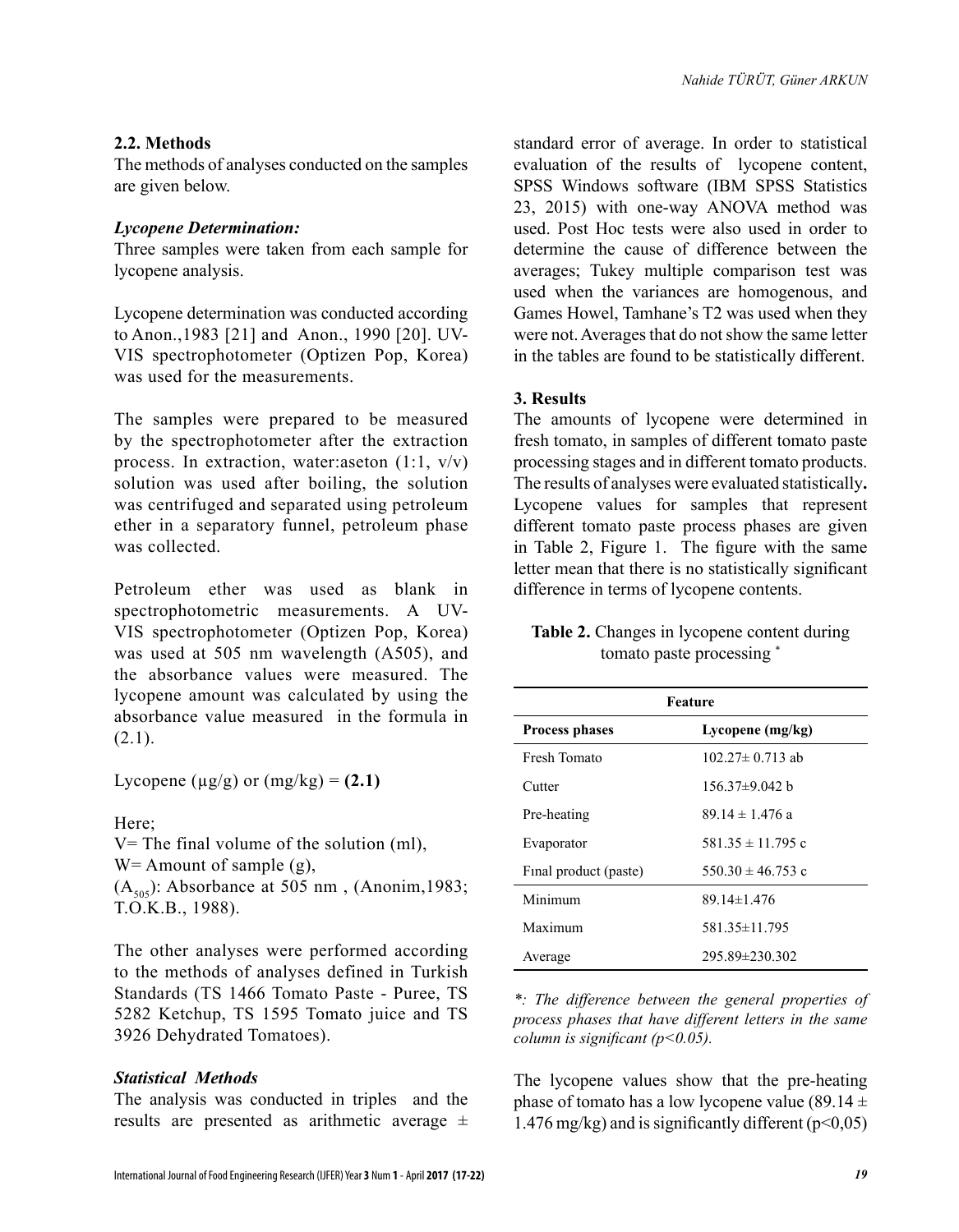### 2.2. Methods

The methods of analyses conducted on the samples are given below.

#### *Lycopene Determination:*

Three samples were taken from each sample for lycopene analysis.

Lycopene determination was conducted according to Anon.,1983 [21] and Anon., 1990 [20]. UV-VIS spectrophotometer (Optizen Pop, Korea) was used for the measurements.

The samples were prepared to be measured by the spectrophotometer after the extraction process. In extraction, water:aseton (1:1, v/v) solution was used after boiling, the solution was centrifuged and separated using petroleum ether in a separatory funnel, petroleum phase was collected.

Petroleum ether was used as blank in spectrophotometric measurements. A UV-VIS spectrophotometer (Optizen Pop, Korea) was used at 505 nm wavelength (A505), and the absorbance values were measured. The lycopene amount was calculated by using the absorbance value measured in the formula in (2.1).

Lycopene (µg/g) or (mg/kg) = **(2.1)**

Here;

V= The final volume of the solution (ml),

W= Amount of sample (g),

($A_{505}$): Absorbance at 505 nm , (Anonim,1983; T.O.K.B., 1988).

The other analyses were performed according to the methods of analyses defined in Turkish Standards (TS 1466 Tomato Paste - Puree, TS 5282 Ketchup, TS 1595 Tomato juice and TS 3926 Dehydrated Tomatoes).

#### *Statistical Methods*

The analysis was conducted in triples and the results are presented as arithmetic average ± standard error of average. In order to statistical evaluation of the results of lycopene content, SPSS Windows software (IBM SPSS Statistics 23, 2015) with one-way ANOVA method was used. Post Hoc tests were also used in order to determine the cause of difference between the averages; Tukey multiple comparison test was used when the variances are homogenous, and Games Howel, Tamhane's T2 was used when they were not. Averages that do not show the same letter in the tables are found to be statistically different.

### 3. Results

The amounts of lycopene were determined in fresh tomato, in samples of different tomato paste processing stages and in different tomato products. The results of analyses were evaluated statistically**.** Lycopene values for samples that represent different tomato paste process phases are given in Table 2, Figure 1. The figure with the same letter mean that there is no statistically significant difference in terms of lycopene contents.

**Table 2.** Changes in lycopene content during tomato paste processing *

| Feature | |
|---|---|
| **Process phases** | **Lycopene (mg/kg)** |
| Fresh Tomato | 102.27± 0.713 ab |
| Cutter | 156.37±9.042 b |
| Pre-heating | 89.14 ± 1.476 a |
| Evaporator | 581.35 ± 11.795 c |
| Fınal product (paste) | 550.30 ± 46.753 c |
| Minimum | 89.14±1.476 |
| Maximum | 581.35±11.795 |
| Average | 295.89±230.302 |

*\*: The difference between the general properties of process phases that have different letters in the same column is significant ($p<0.05$).*

The lycopene values show that the pre-heating phase of tomato has a low lycopene value (89.14 ± 1.476 mg/kg) and is significantly different ($p<0,05$)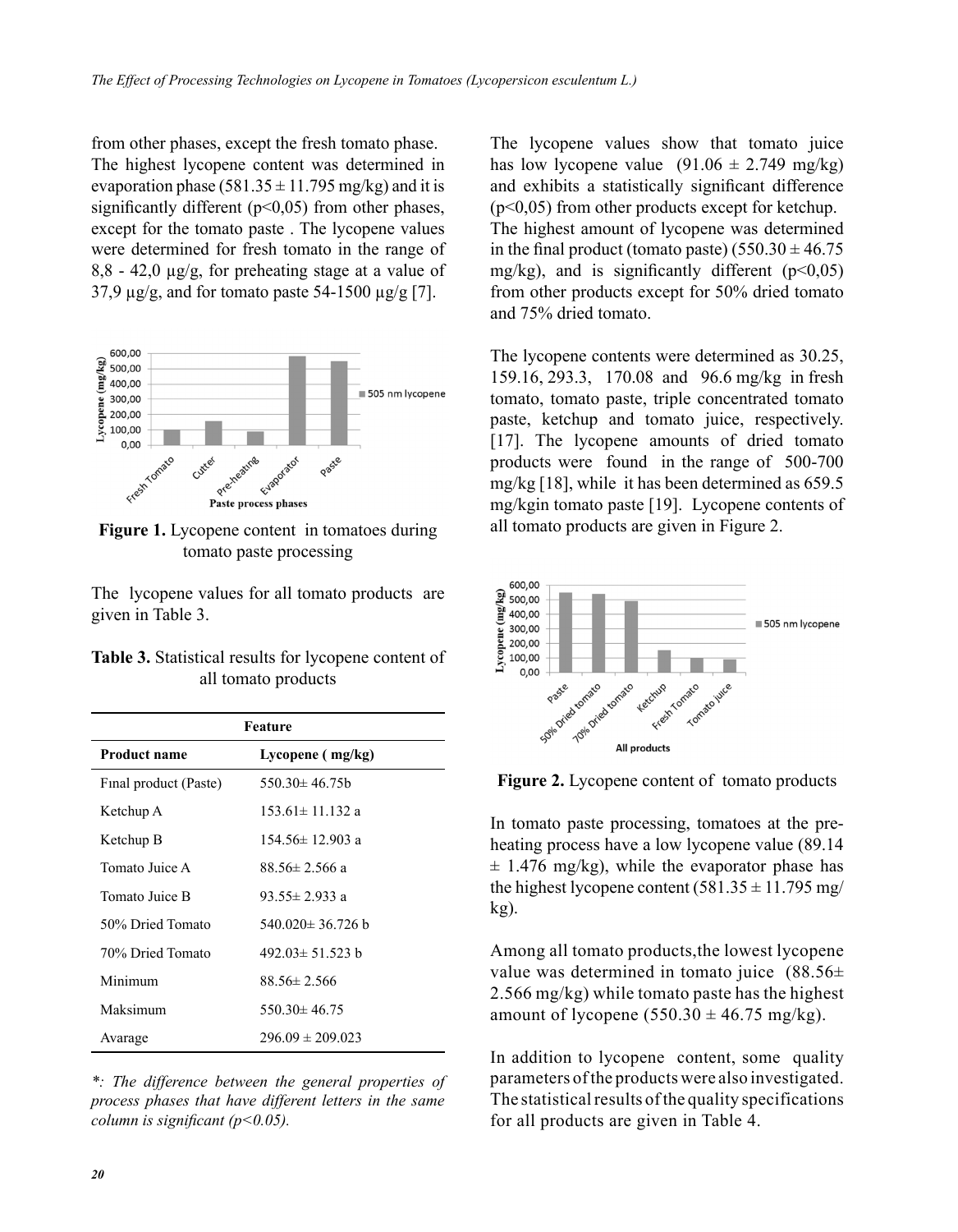from other phases, except the fresh tomato phase. The highest lycopene content was determined in evaporation phase (581.35 ± 11.795 mg/kg) and it is significantly different (p<0,05) from other phases, except for the tomato paste . The lycopene values were determined for fresh tomato in the range of 8,8 - 42,0 µg/g, for preheating stage at a value of 37,9 µg/g, and for tomato paste 54-1500 µg/g [7].

**Figure 1.** Lycopene content in tomatoes during tomato paste processing

The lycopene values for all tomato products are given in Table 3.

**Table 3.** Statistical results for lycopene content of all tomato products

| Feature | |
|---|---|
| **Product name** | **Lycopene ( mg/kg)** |
| Fınal product (Paste) | 550.30± 46.75b |
| Ketchup A | 153.61± 11.132 a |
| Ketchup B | 154.56± 12.903 a |
| Tomato Juice A | 88.56± 2.566 a |
| Tomato Juice B | 93.55± 2.933 a |
| 50% Dried Tomato | 540.020± 36.726 b |
| 70% Dried Tomato | 492.03± 51.523 b |
| Minimum | 88.56± 2.566 |
| Maksimum | 550.30± 46.75 |
| Avarage | 296.09 ± 209.023 |

*\*: The difference between the general properties of process phases that have different letters in the same column is significant (p<0.05).*

The lycopene values show that tomato juice has low lycopene value (91.06 ± 2.749 mg/kg) and exhibits a statistically significant difference (p<0,05) from other products except for ketchup. The highest amount of lycopene was determined in the final product (tomato paste) (550.30 ± 46.75 mg/kg), and is significantly different (p<0,05) from other products except for 50% dried tomato and 75% dried tomato.

The lycopene contents were determined as 30.25, 159.16, 293.3, 170.08 and 96.6 mg/kg in fresh tomato, tomato paste, triple concentrated tomato paste, ketchup and tomato juice, respectively. [17]. The lycopene amounts of dried tomato products were found in the range of 500-700 mg/kg [18], while it has been determined as 659.5 mg/kgin tomato paste [19]. Lycopene contents of all tomato products are given in Figure 2.

**Figure 2.** Lycopene content of tomato products

In tomato paste processing, tomatoes at the pre-heating process have a low lycopene value (89.14 ± 1.476 mg/kg), while the evaporator phase has the highest lycopene content (581.35 ± 11.795 mg/kg).

Among all tomato products,the lowest lycopene value was determined in tomato juice (88.56± 2.566 mg/kg) while tomato paste has the highest amount of lycopene (550.30 ± 46.75 mg/kg).

In addition to lycopene content, some quality parameters of the products were also investigated. The statistical results of the quality specifications for all products are given in Table 4.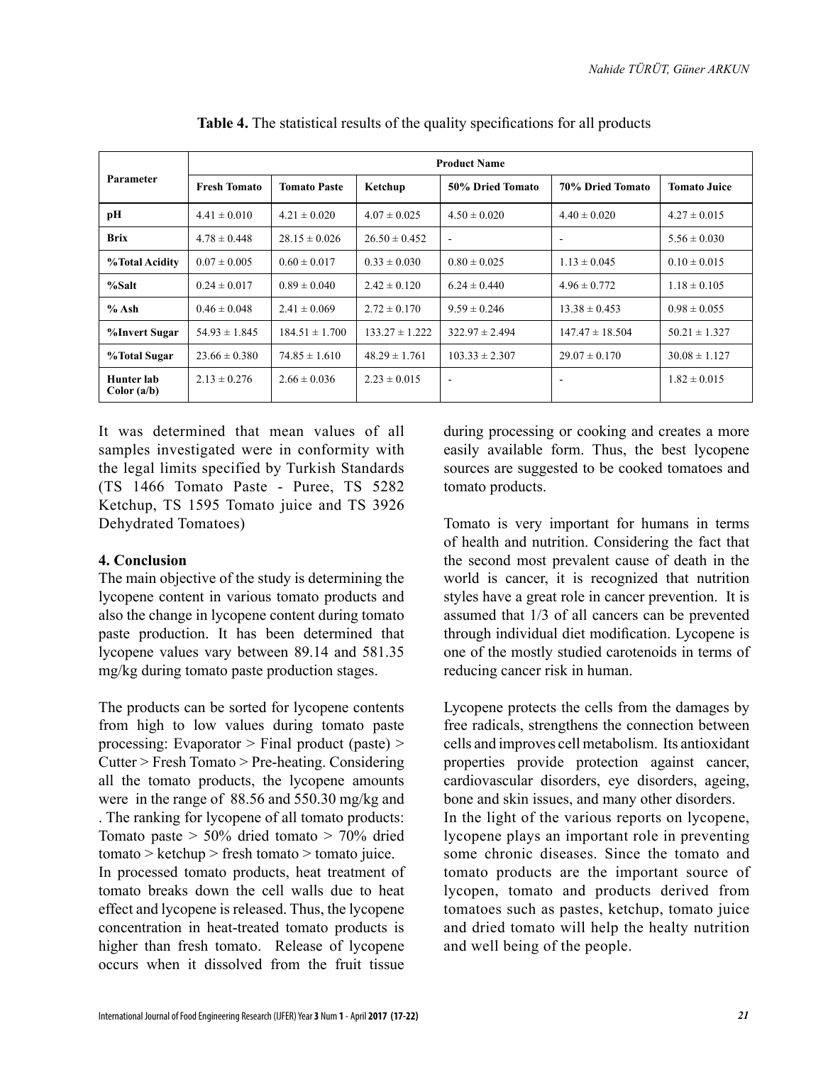**Table 4.** The statistical results of the quality specifications for all products

| Parameter | Product Name | | | | | |
|---|---|---|---|---|---|---|
| | Fresh Tomato | Tomato Paste | Ketchup | 50% Dried Tomato | 70% Dried Tomato | Tomato Juice |
| **pH** | 4.41 ± 0.010 | 4.21 ± 0.020 | 4.07 ± 0.025 | 4.50 ± 0.020 | 4.40 ± 0.020 | 4.27 ± 0.015 |
| **Brix** | 4.78 ± 0.448 | 28.15 ± 0.026 | 26.50 ± 0.452 | - | - | 5.56 ± 0.030 |
| **%Total Acidity** | 0.07 ± 0.005 | 0.60 ± 0.017 | 0.33 ± 0.030 | 0.80 ± 0.025 | 1.13 ± 0.045 | 0.10 ± 0.015 |
| **%Salt** | 0.24 ± 0.017 | 0.89 ± 0.040 | 2.42 ± 0.120 | 6.24 ± 0.440 | 4.96 ± 0.772 | 1.18 ± 0.105 |
| **% Ash** | 0.46 ± 0.048 | 2.41 ± 0.069 | 2.72 ± 0.170 | 9.59 ± 0.246 | 13.38 ± 0.453 | 0.98 ± 0.055 |
| **%Invert Sugar** | 54.93 ± 1.845 | 184.51 ± 1.700 | 133.27 ± 1.222 | 322.97 ± 2.494 | 147.47 ± 18.504 | 50.21 ± 1.327 |
| **%Total Sugar** | 23.66 ± 0.380 | 74.85 ± 1.610 | 48.29 ± 1.761 | 103.33 ± 2.307 | 29.07 ± 0.170 | 30.08 ± 1.127 |
| **Hunter lab Color (a/b)** | 2.13 ± 0.276 | 2.66 ± 0.036 | 2.23 ± 0.015 | - | - | 1.82 ± 0.015 |

It was determined that mean values of all samples investigated were in conformity with the legal limits specified by Turkish Standards (TS 1466 Tomato Paste - Puree, TS 5282 Ketchup, TS 1595 Tomato juice and TS 3926 Dehydrated Tomatoes)

## 4. Conclusion

The main objective of the study is determining the lycopene content in various tomato products and also the change in lycopene content during tomato paste production. It has been determined that lycopene values vary between 89.14 and 581.35 mg/kg during tomato paste production stages.

The products can be sorted for lycopene contents from high to low values during tomato paste processing: Evaporator > Final product (paste) > Cutter > Fresh Tomato > Pre-heating. Considering all the tomato products, the tomato amounts were in the range of 88.56 and 550.30 mg/kg and . The ranking for lycopene of all tomato products: Tomato paste > 50% dried tomato > 70% dried tomato > ketchup > fresh tomato > tomato juice.
In processed tomato products, heat treatment of tomato breaks down the cell walls due to heat effect and lycopene is released. Thus, the lycopene concentration in heat-treated tomato products is higher than fresh tomato. Release of lycopene occurs when it dissolved from the fruit tissue during processing or cooking and creates a more easily available form. Thus, the best lycopene sources are suggested to be cooked tomatoes and tomato products.

Tomato is very important for humans in terms of health and nutrition. Considering the fact that the second most prevalent cause of death in the world is cancer, it is recognized that nutrition styles have a great role in cancer prevention. It is assumed that 1/3 of all cancers can be prevented through individual diet modification. Lycopene is one of the mostly studied carotenoids in terms of reducing cancer risk in human.

Lycopene protects the cells from the damages by free radicals, strengthens the connection between cells and improves cell metabolism. Its antioxidant properties provide protection against cancer, cardiovascular disorders, eye disorders, ageing, bone and skin issues, and many other disorders.
In the light of the various reports on lycopene, lycopene plays an important role in preventing some chronic diseases. Since the tomato and tomato products are the important source of lycopen, tomato and products derived from tomatoes such as pastes, ketchup, tomato juice and dried tomato will help the healty nutrition and well being of the people.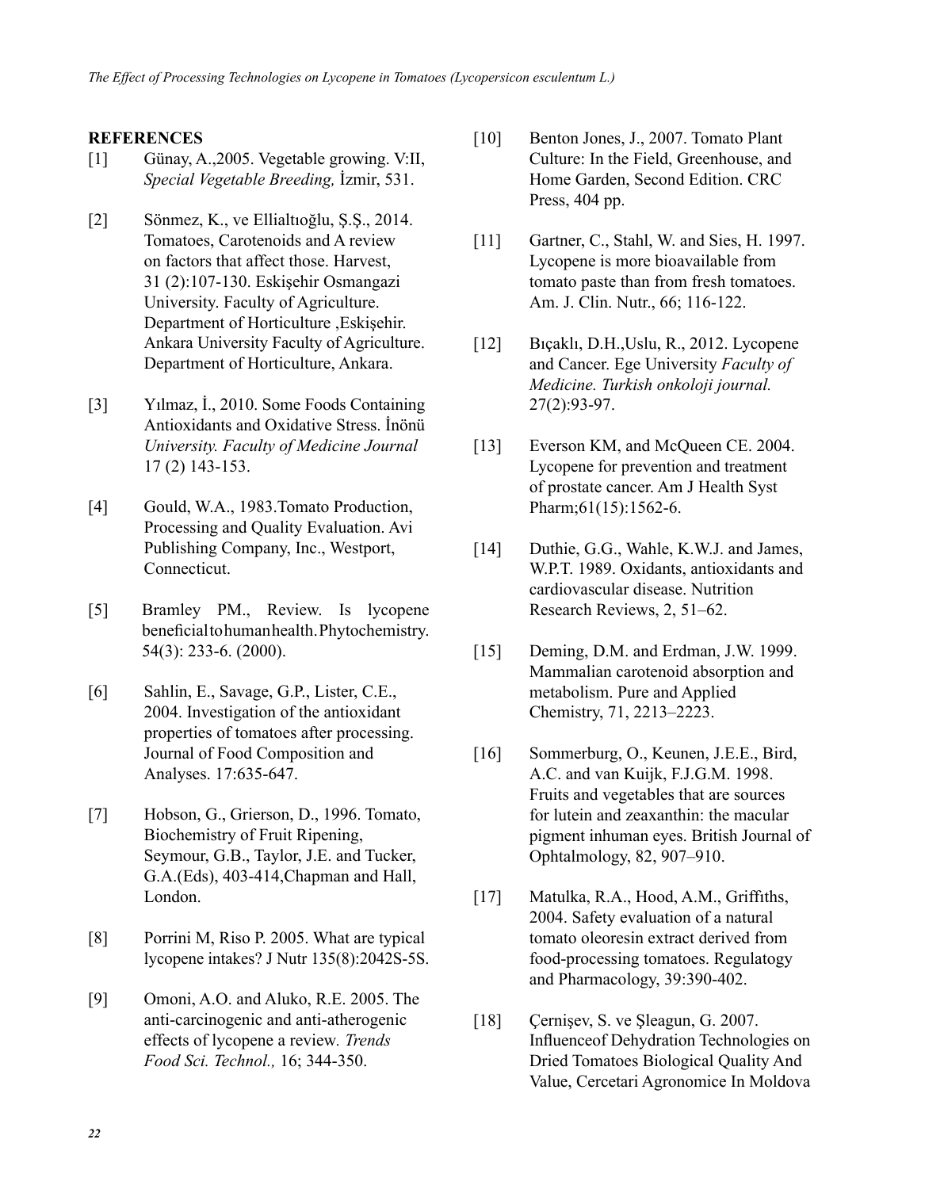## REFERENCES

[1] Günay, A.,2005. Vegetable growing. V:II, *Special Vegetable Breeding,* İzmir, 531.

[2] Sönmez, K., ve Ellialtıoğlu, Ş.Ş., 2014. Tomatoes, Carotenoids and A review on factors that affect those. Harvest, 31 (2):107-130. Eskişehir Osmangazi University. Faculty of Agriculture. Department of Horticulture ,Eskişehir. Ankara University Faculty of Agriculture. Department of Horticulture, Ankara.

[3] Yılmaz, İ., 2010. Some Foods Containing Antioxidants and Oxidative Stress. İnönü *University. Faculty of Medicine Journal* 17 (2) 143-153.

[4] Gould, W.A., 1983.Tomato Production, Processing and Quality Evaluation. Avi Publishing Company, Inc., Westport, Connecticut.

[5] Bramley PM., Review. Is lycopene beneficial to human health. Phytochemistry. 54(3): 233-6. (2000).

[6] Sahlin, E., Savage, G.P., Lister, C.E., 2004. Investigation of the antioxidant properties of tomatoes after processing. Journal of Food Composition and Analyses. 17:635-647.

[7] Hobson, G., Grierson, D., 1996. Tomato, Biochemistry of Fruit Ripening, Seymour, G.B., Taylor, J.E. and Tucker, G.A.(Eds), 403-414,Chapman and Hall, London.

[8] Porrini M, Riso P. 2005. What are typical lycopene intakes? J Nutr 135(8):2042S-5S.

[9] Omoni, A.O. and Aluko, R.E. 2005. The anti-carcinogenic and anti-atherogenic effects of lycopene a review. *Trends Food Sci. Technol.,* 16; 344-350.

[10] Benton Jones, J., 2007. Tomato Plant Culture: In the Field, Greenhouse, and Home Garden, Second Edition. CRC Press, 404 pp.

[11] Gartner, C., Stahl, W. and Sies, H. 1997. Lycopene is more bioavailable from tomato paste than from fresh tomatoes. Am. J. Clin. Nutr., 66; 116-122.

[12] Bıçaklı, D.H.,Uslu, R., 2012. Lycopene and Cancer. Ege University *Faculty of Medicine. Turkish onkoloji journal.* 27(2):93-97.

[13] Everson KM, and McQueen CE. 2004. Lycopene for prevention and treatment of prostate cancer. Am J Health Syst Pharm;61(15):1562-6.

[14] Duthie, G.G., Wahle, K.W.J. and James, W.P.T. 1989. Oxidants, antioxidants and cardiovascular disease. Nutrition Research Reviews, 2, 51–62.

[15] Deming, D.M. and Erdman, J.W. 1999. Mammalian carotenoid absorption and metabolism. Pure and Applied Chemistry, 71, 2213–2223.

[16] Sommerburg, O., Keunen, J.E.E., Bird, A.C. and van Kuijk, F.J.G.M. 1998. Fruits and vegetables that are sources for lutein and zeaxanthin: the macular pigment inhuman eyes. British Journal of Ophtalmology, 82, 907–910.

[17] Matulka, R.A., Hood, A.M., Griffıths, 2004. Safety evaluation of a natural tomato oleoresin extract derived from food-processing tomatoes. Regulatogy and Pharmacology, 39:390-402.

[18] Çernişev, S. ve Şleagun, G. 2007. Influenceof Dehydration Technologies on Dried Tomatoes Biological Quality And Value, Cercetari Agronomice In Moldova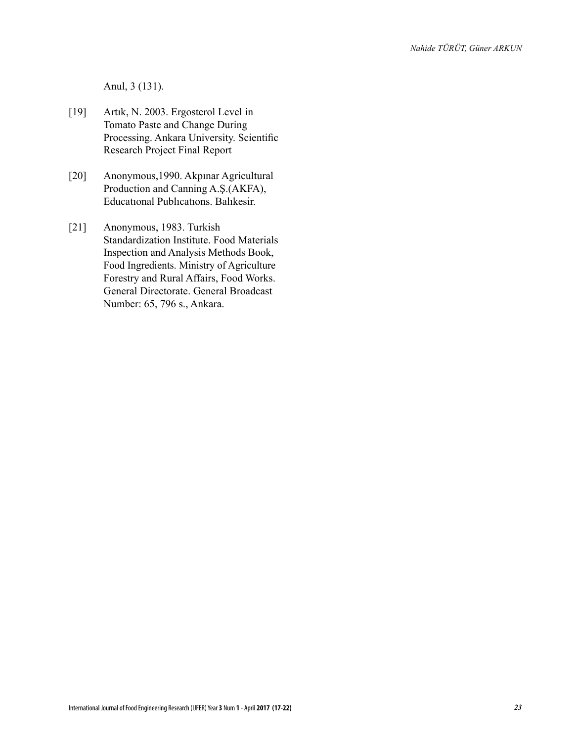Anul, 3 (131).

[19] Artık, N. 2003. Ergosterol Level in Tomato Paste and Change During Processing. Ankara University. Scientific Research Project Final Report

[20] Anonymous,1990. Akpınar Agricultural Production and Canning A.Ş.(AKFA), Educatıonal Publıcatıons. Balıkesir.

[21] Anonymous, 1983. Turkish Standardization Institute. Food Materials Inspection and Analysis Methods Book, Food Ingredients. Ministry of Agriculture Forestry and Rural Affairs, Food Works. General Directorate. General Broadcast Number: 65, 796 s., Ankara.